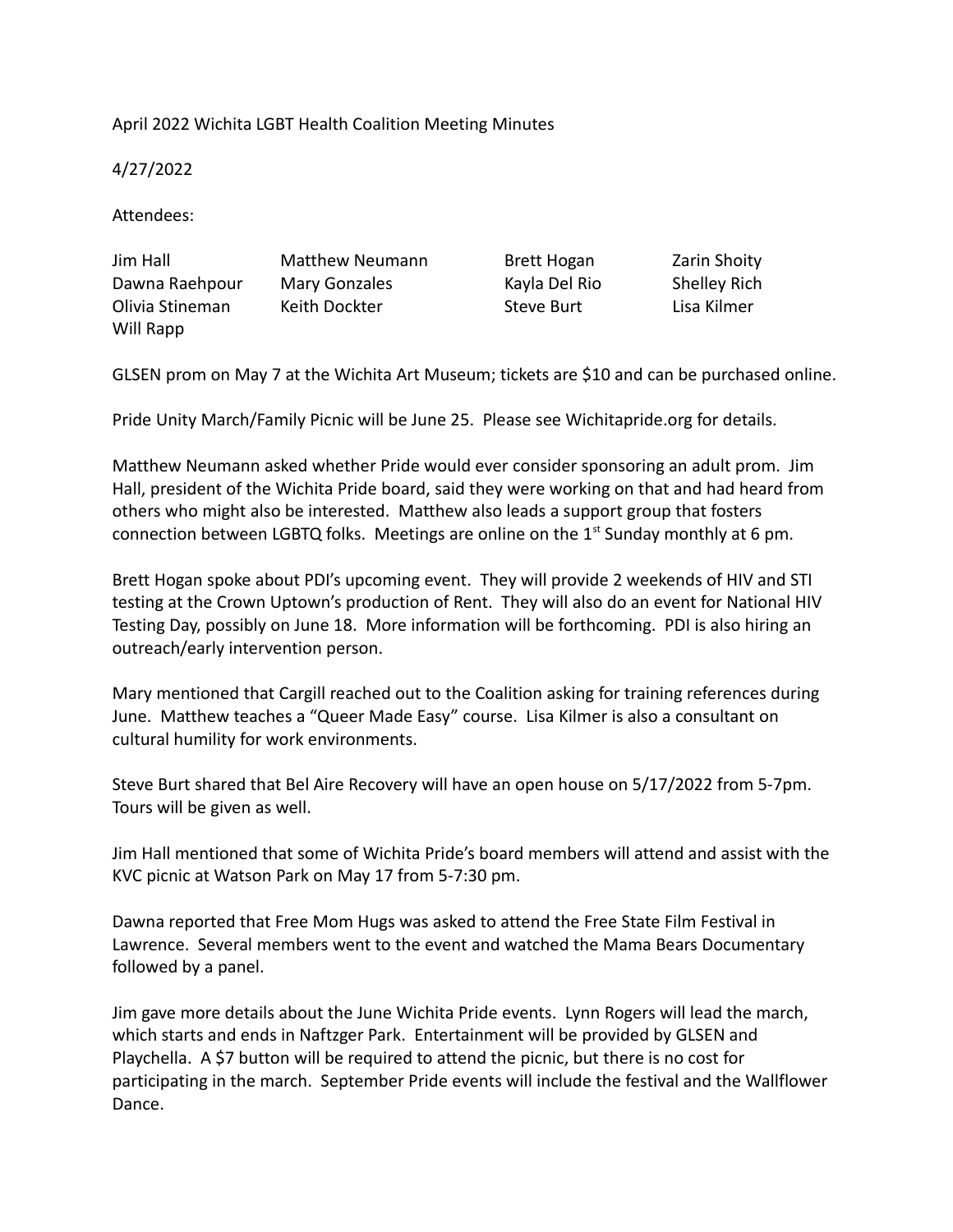April 2022 Wichita LGBT Health Coalition Meeting Minutes

4/27/2022

Attendees:

| | | | |
|---|---|---|---|
| Jim Hall | Matthew Neumann | Brett Hogan | Zarin Shoity |
| Dawna Raehpour | Mary Gonzales | Kayla Del Rio | Shelley Rich |
| Olivia Stineman | Keith Dockter | Steve Burt | Lisa Kilmer |
| Will Rapp | | | |

GLSEN prom on May 7 at the Wichita Art Museum; tickets are $10 and can be purchased online.

Pride Unity March/Family Picnic will be June 25. Please see Wichitapride.org for details.

Matthew Neumann asked whether Pride would ever consider sponsoring an adult prom. Jim Hall, president of the Wichita Pride board, said they were working on that and had heard from others who might also be interested. Matthew also leads a support group that fosters connection between LGBTQ folks. Meetings are online on the 1st Sunday monthly at 6 pm.

Brett Hogan spoke about PDI's upcoming event. They will provide 2 weekends of HIV and STI testing at the Crown Uptown's production of Rent. They will also do an event for National HIV Testing Day, possibly on June 18. More information will be forthcoming. PDI is also hiring an outreach/early intervention person.

Mary mentioned that Cargill reached out to the Coalition asking for training references during June. Matthew teaches a "Queer Made Easy" course. Lisa Kilmer is also a consultant on cultural humility for work environments.

Steve Burt shared that Bel Aire Recovery will have an open house on 5/17/2022 from 5-7pm. Tours will be given as well.

Jim Hall mentioned that some of Wichita Pride's board members will attend and assist with the KVC picnic at Watson Park on May 17 from 5-7:30 pm.

Dawna reported that Free Mom Hugs was asked to attend the Free State Film Festival in Lawrence. Several members went to the event and watched the Mama Bears Documentary followed by a panel.

Jim gave more details about the June Wichita Pride events. Lynn Rogers will lead the march, which starts and ends in Naftzger Park. Entertainment will be provided by GLSEN and Playchella. A $7 button will be required to attend the picnic, but there is no cost for participating in the march. September Pride events will include the festival and the Wallflower Dance.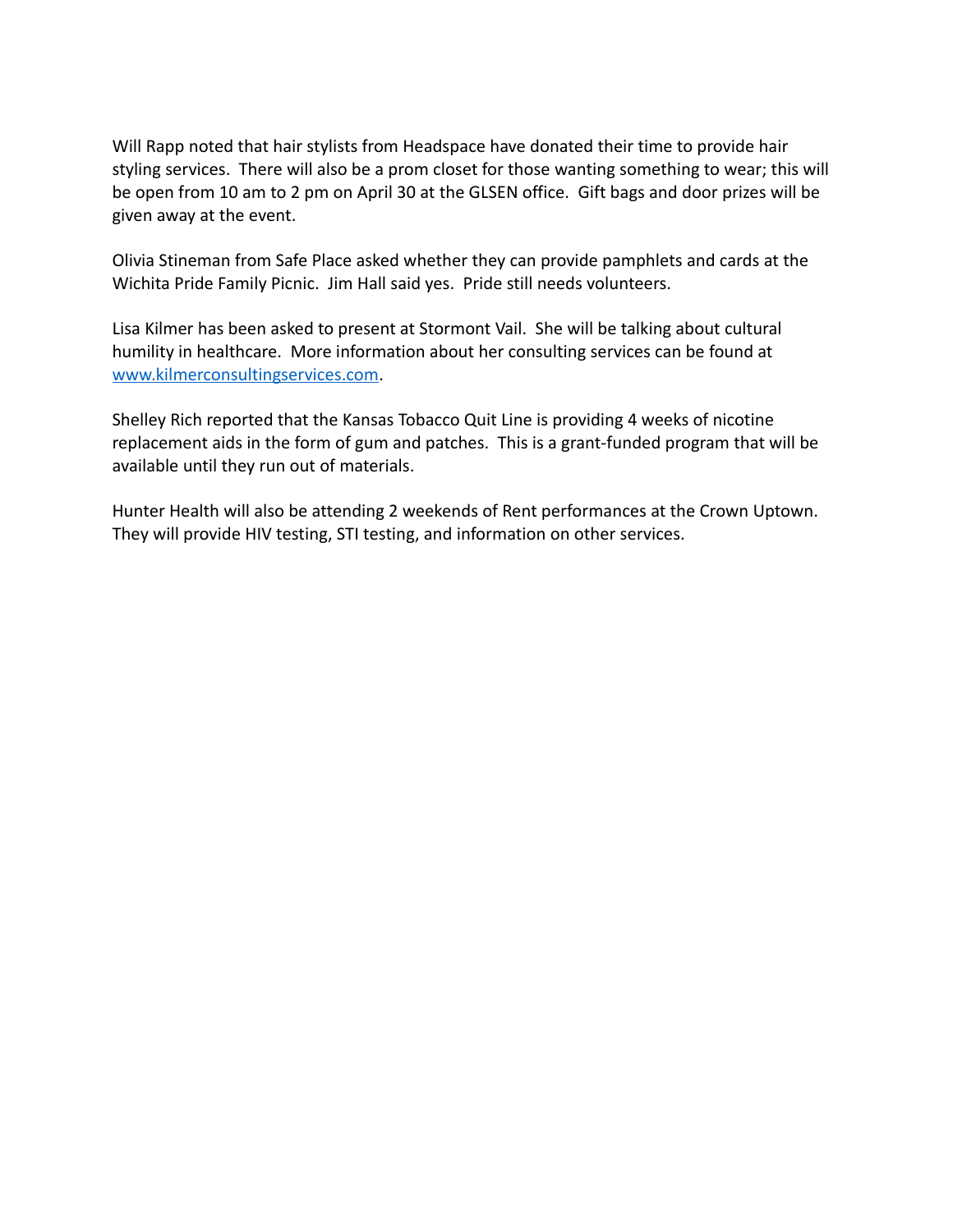Will Rapp noted that hair stylists from Headspace have donated their time to provide hair styling services. There will also be a prom closet for those wanting something to wear; this will be open from 10 am to 2 pm on April 30 at the GLSEN office. Gift bags and door prizes will be given away at the event.

Olivia Stineman from Safe Place asked whether they can provide pamphlets and cards at the Wichita Pride Family Picnic. Jim Hall said yes. Pride still needs volunteers.

Lisa Kilmer has been asked to present at Stormont Vail. She will be talking about cultural humility in healthcare. More information about her consulting services can be found at [www.kilmerconsultingservices.com](http://www.kilmerconsultingservices.com).

Shelley Rich reported that the Kansas Tobacco Quit Line is providing 4 weeks of nicotine replacement aids in the form of gum and patches. This is a grant-funded program that will be available until they run out of materials.

Hunter Health will also be attending 2 weekends of Rent performances at the Crown Uptown. They will provide HIV testing, STI testing, and information on other services.